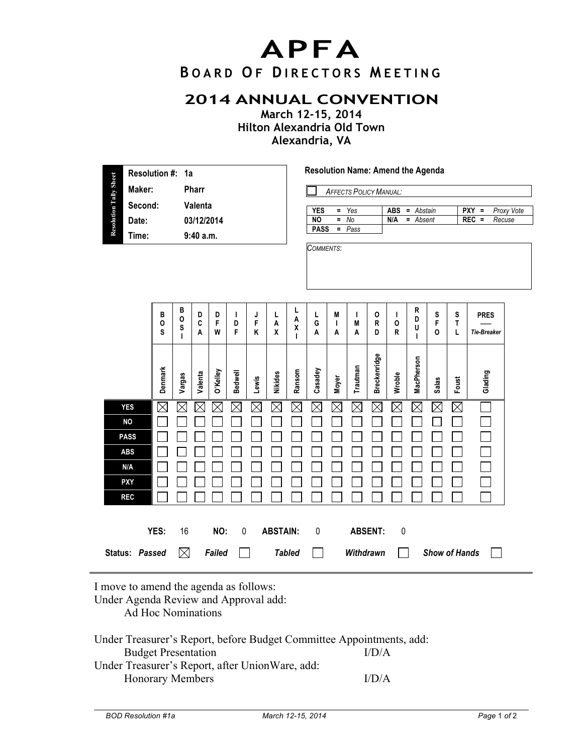# APFA

## BOARD OF DIRECTORS MEETING

## 2014 ANNUAL CONVENTION

**March 12-15, 2014**
**Hilton Alexandria Old Town**
**Alexandria, VA**

Resolution Tally Sheet

| | |
|---|---|
| **Resolution #:** | **1a** |
| **Maker:** | **Pharr** |
| **Second:** | **Valenta** |
| **Date:** | **03/12/2014** |
| **Time:** | **9:40 a.m.** |

**Resolution Name: Amend the Agenda**

☐ *AFFECTS POLICY MANUAL:*

| | | |
|---|---|---|
| **YES** = *Yes* | **ABS** = *Abstain* | **PXY** = *Proxy Vote* |
| **NO** = *No* | **N/A** = *Absent* | **REC** = *Recuse* |
| **PASS** = *Pass* | | |

*COMMENTS*:

| | BOS | BOSI | DCA | DFW | IDF | JFK | LAX | LAXI | LGA | MIA | IMA | ORD | IOR | RDUI | SFO | STL | PRES — Tie-Breaker |
|---|---|---|---|---|---|---|---|---|---|---|---|---|---|---|---|---|---|
| | Denmark | Vargas | Valenta | O'Kelley | Bedwell | Lewis | Nikides | Ransom | Casadey | Moyer | Trautman | Breckenridge | Wroble | MacPherson | Salas | Foust | Glading |
| **YES** | ☒ | ☒ | ☒ | ☒ | ☒ | ☒ | ☒ | ☒ | ☒ | ☒ | ☒ | ☒ | ☒ | ☒ | ☒ | ☒ | ☐ |
| **NO** | ☐ | ☐ | ☐ | ☐ | ☐ | ☐ | ☐ | ☐ | ☐ | ☐ | ☐ | ☐ | ☐ | ☐ | ☐ | ☐ | ☐ |
| **PASS** | ☐ | ☐ | ☐ | ☐ | ☐ | ☐ | ☐ | ☐ | ☐ | ☐ | ☐ | ☐ | ☐ | ☐ | ☐ | ☐ | ☐ |
| **ABS** | ☐ | ☐ | ☐ | ☐ | ☐ | ☐ | ☐ | ☐ | ☐ | ☐ | ☐ | ☐ | ☐ | ☐ | ☐ | ☐ | ☐ |
| **N/A** | ☐ | ☐ | ☐ | ☐ | ☐ | ☐ | ☐ | ☐ | ☐ | ☐ | ☐ | ☐ | ☐ | ☐ | ☐ | ☐ | ☐ |
| **PXY** | ☐ | ☐ | ☐ | ☐ | ☐ | ☐ | ☐ | ☐ | ☐ | ☐ | ☐ | ☐ | ☐ | ☐ | ☐ | ☐ | ☐ |
| **REC** | ☐ | ☐ | ☐ | ☐ | ☐ | ☐ | ☐ | ☐ | ☐ | ☐ | ☐ | ☐ | ☐ | ☐ | ☐ | ☐ | ☐ |

**YES:** 16 **NO:** 0 **ABSTAIN:** 0 **ABSENT:** 0

**Status:** *Passed* ☒ *Failed* ☐ *Tabled* ☐ *Withdrawn* ☐ *Show of Hands* ☐

---

I move to amend the agenda as follows:
Under Agenda Review and Approval add:
  Ad Hoc Nominations

Under Treasurer's Report, before Budget Committee Appointments, add:
  Budget Presentation I/D/A
Under Treasurer's Report, after UnionWare, add:
  Honorary Members I/D/A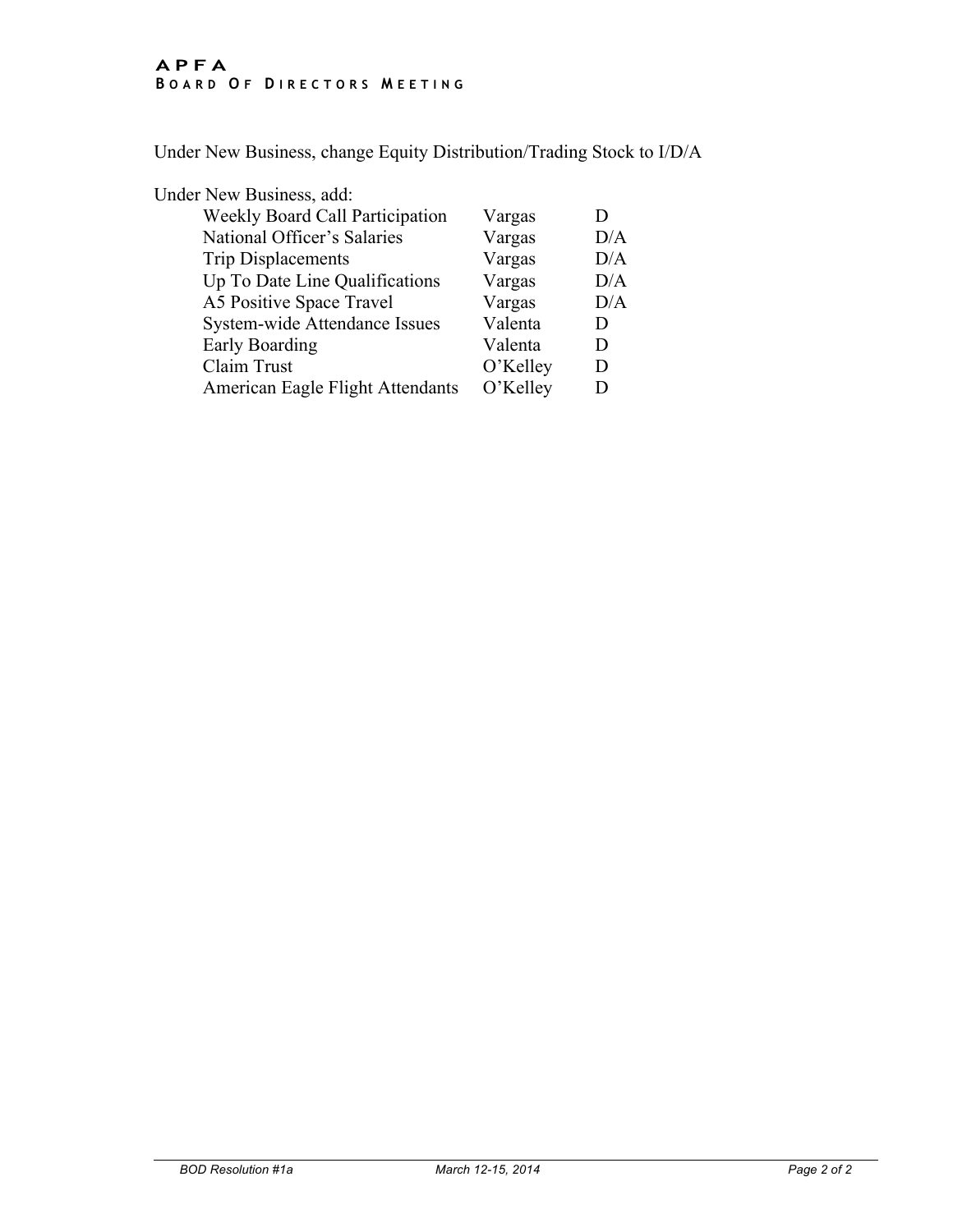Under New Business, change Equity Distribution/Trading Stock to I/D/A

Under New Business, add:

| | | |
|---|---|---|
| Weekly Board Call Participation | Vargas | D |
| National Officer's Salaries | Vargas | D/A |
| Trip Displacements | Vargas | D/A |
| Up To Date Line Qualifications | Vargas | D/A |
| A5 Positive Space Travel | Vargas | D/A |
| System-wide Attendance Issues | Valenta | D |
| Early Boarding | Valenta | D |
| Claim Trust | O'Kelley | D |
| American Eagle Flight Attendants | O'Kelley | D |